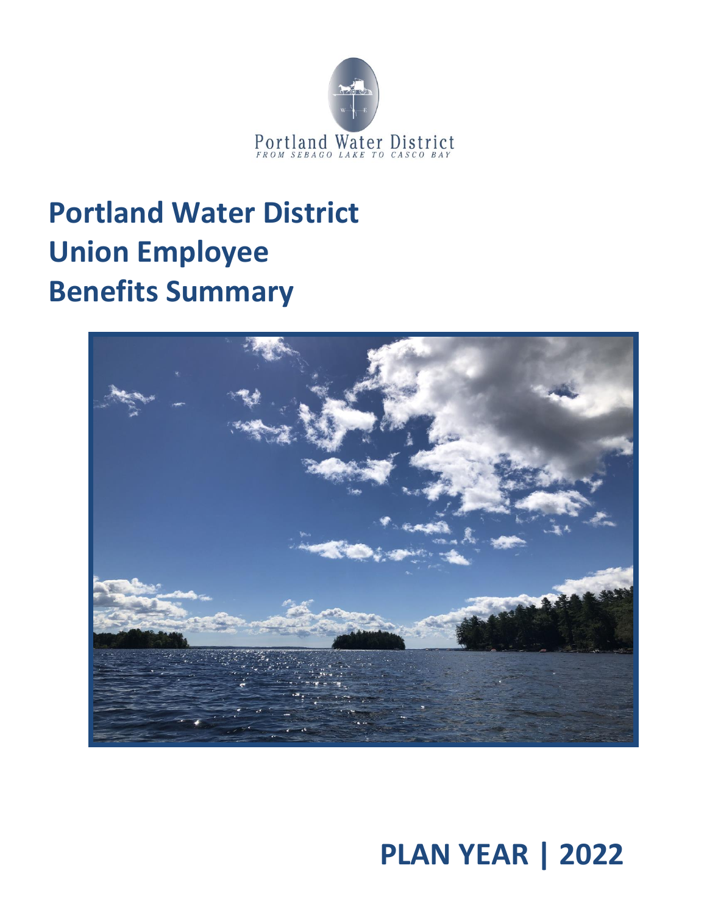Portland Water District

FROM SEBAGO LAKE TO CASCO BAY

# Portland Water District Union Employee Benefits Summary

## PLAN YEAR | 2022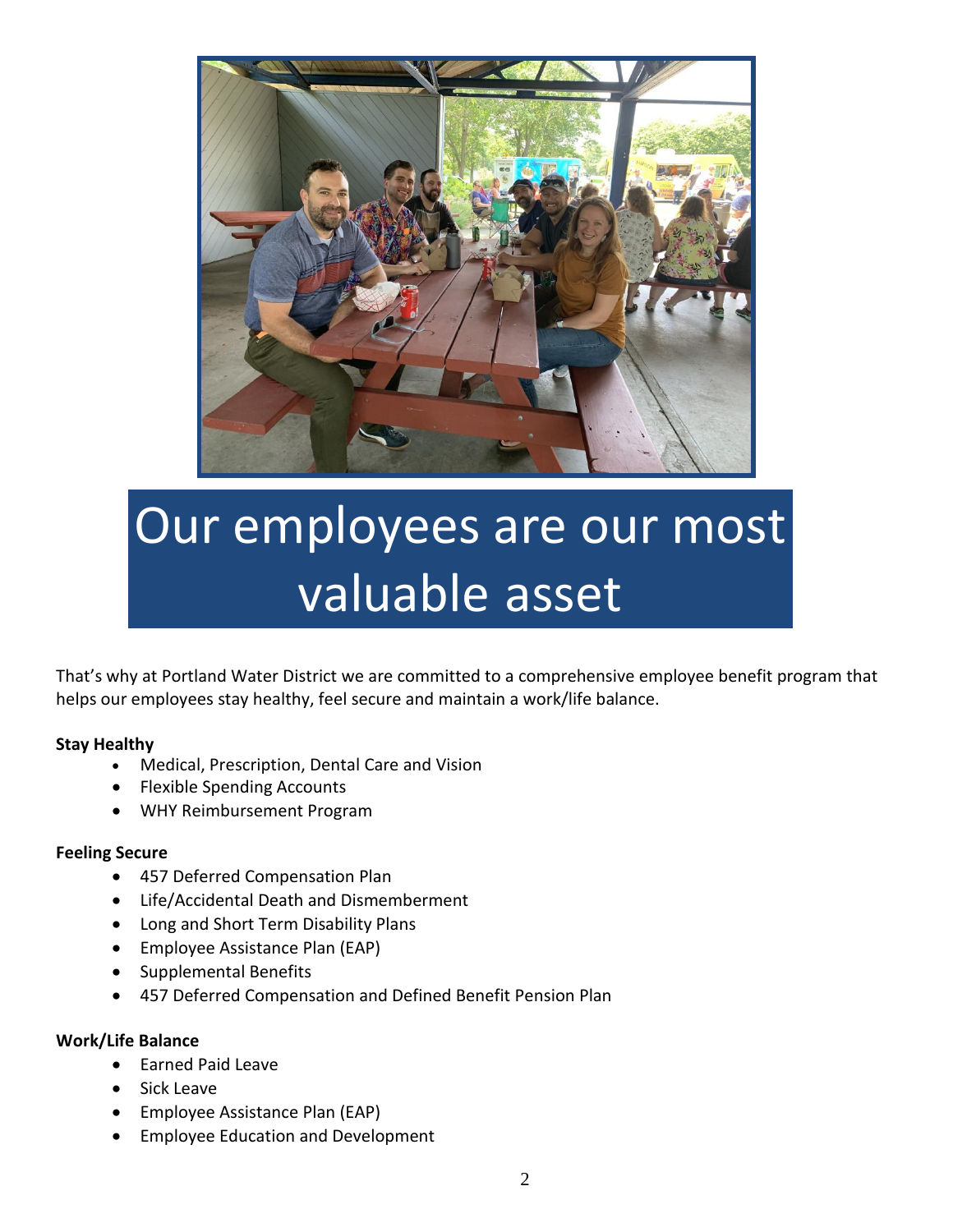# Our employees are our most valuable asset

That's why at Portland Water District we are committed to a comprehensive employee benefit program that helps our employees stay healthy, feel secure and maintain a work/life balance.

**Stay Healthy**

- Medical, Prescription, Dental Care and Vision
- Flexible Spending Accounts
- WHY Reimbursement Program

**Feeling Secure**

- 457 Deferred Compensation Plan
- Life/Accidental Death and Dismemberment
- Long and Short Term Disability Plans
- Employee Assistance Plan (EAP)
- Supplemental Benefits
- 457 Deferred Compensation and Defined Benefit Pension Plan

**Work/Life Balance**

- Earned Paid Leave
- Sick Leave
- Employee Assistance Plan (EAP)
- Employee Education and Development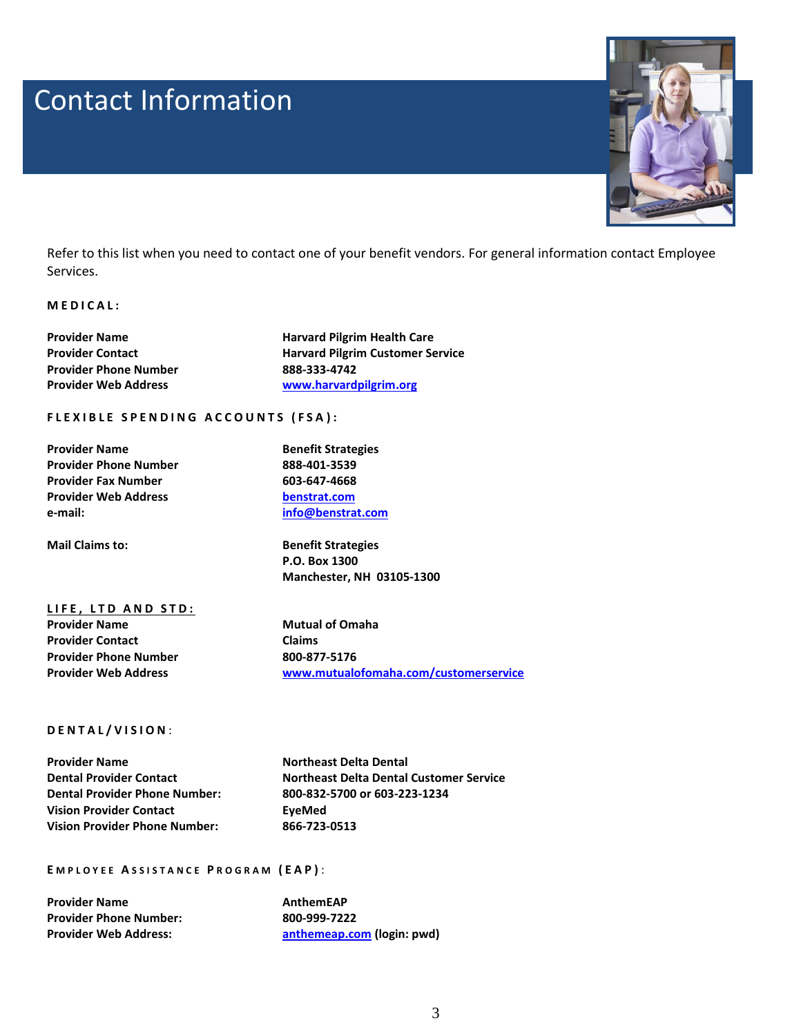# Contact Information

Refer to this list when you need to contact one of your benefit vendors. For general information contact Employee Services.

## MEDICAL:

| | |
|---|---|
| **Provider Name** | **Harvard Pilgrim Health Care** |
| **Provider Contact** | **Harvard Pilgrim Customer Service** |
| **Provider Phone Number** | **888-333-4742** |
| **Provider Web Address** | **www.harvardpilgrim.org** |

## FLEXIBLE SPENDING ACCOUNTS (FSA):

| | |
|---|---|
| **Provider Name** | **Benefit Strategies** |
| **Provider Phone Number** | **888-401-3539** |
| **Provider Fax Number** | **603-647-4668** |
| **Provider Web Address** | **benstrat.com** |
| **e-mail:** | **info@benstrat.com** |
| **Mail Claims to:** | **Benefit Strategies**<br>**P.O. Box 1300**<br>**Manchester, NH 03105-1300** |

## LIFE, LTD AND STD:

| | |
|---|---|
| **Provider Name** | **Mutual of Omaha** |
| **Provider Contact** | **Claims** |
| **Provider Phone Number** | **800-877-5176** |
| **Provider Web Address** | **www.mutualofomaha.com/customerservice** |

## DENTAL/VISION:

| | |
|---|---|
| **Provider Name** | **Northeast Delta Dental** |
| **Dental Provider Contact** | **Northeast Delta Dental Customer Service** |
| **Dental Provider Phone Number:** | **800-832-5700 or 603-223-1234** |
| **Vision Provider Contact** | **EyeMed** |
| **Vision Provider Phone Number:** | **866-723-0513** |

## EMPLOYEE ASSISTANCE PROGRAM (EAP):

| | |
|---|---|
| **Provider Name** | **AnthemEAP** |
| **Provider Phone Number:** | **800-999-7222** |
| **Provider Web Address:** | **anthemeap.com (login: pwd)** |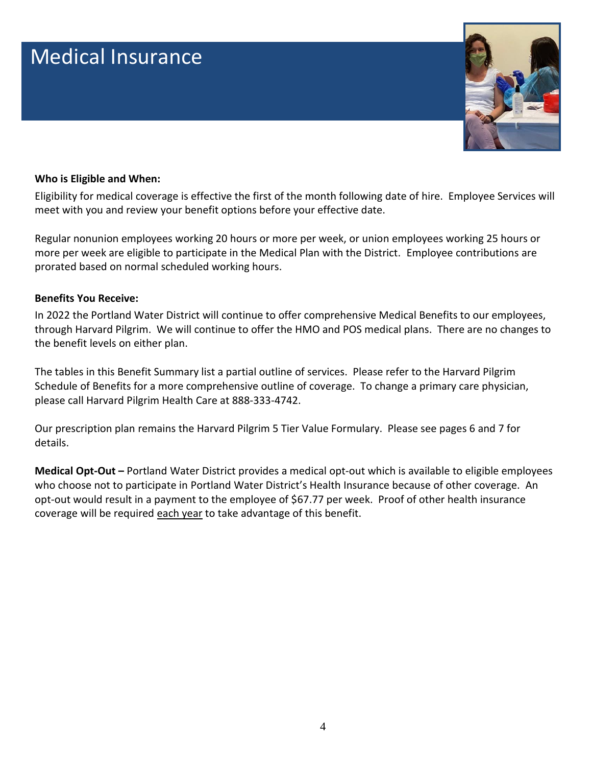# Medical Insurance

**Who is Eligible and When:**

Eligibility for medical coverage is effective the first of the month following date of hire. Employee Services will meet with you and review your benefit options before your effective date.

Regular nonunion employees working 20 hours or more per week, or union employees working 25 hours or more per week are eligible to participate in the Medical Plan with the District. Employee contributions are prorated based on normal scheduled working hours.

**Benefits You Receive:**

In 2022 the Portland Water District will continue to offer comprehensive Medical Benefits to our employees, through Harvard Pilgrim. We will continue to offer the HMO and POS medical plans. There are no changes to the benefit levels on either plan.

The tables in this Benefit Summary list a partial outline of services. Please refer to the Harvard Pilgrim Schedule of Benefits for a more comprehensive outline of coverage. To change a primary care physician, please call Harvard Pilgrim Health Care at 888-333-4742.

Our prescription plan remains the Harvard Pilgrim 5 Tier Value Formulary. Please see pages 6 and 7 for details.

**Medical Opt-Out –** Portland Water District provides a medical opt-out which is available to eligible employees who choose not to participate in Portland Water District's Health Insurance because of other coverage. An opt-out would result in a payment to the employee of $67.77 per week. Proof of other health insurance coverage will be required each year to take advantage of this benefit.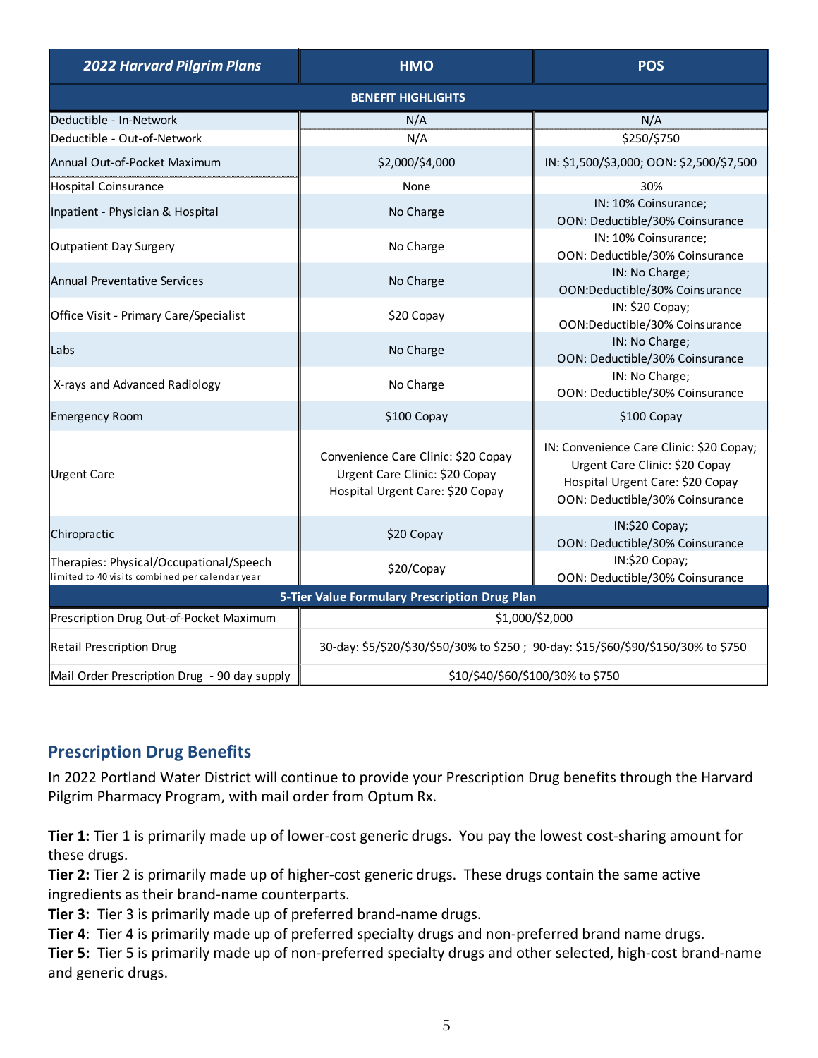| *2022 Harvard Pilgrim Plans* | HMO | POS |
|---|---|---|
| **BENEFIT HIGHLIGHTS** | | |
| Deductible - In-Network | N/A | N/A |
| Deductible - Out-of-Network | N/A | $250/$750 |
| Annual Out-of-Pocket Maximum | $2,000/$4,000 | IN: $1,500/$3,000; OON: $2,500/$7,500 |
| Hospital Coinsurance | None | 30% |
| Inpatient - Physician & Hospital | No Charge | IN: 10% Coinsurance; OON: Deductible/30% Coinsurance |
| Outpatient Day Surgery | No Charge | IN: 10% Coinsurance; OON: Deductible/30% Coinsurance |
| Annual Preventative Services | No Charge | IN: No Charge; OON:Deductible/30% Coinsurance |
| Office Visit - Primary Care/Specialist | $20 Copay | IN: $20 Copay; OON:Deductible/30% Coinsurance |
| Labs | No Charge | IN: No Charge; OON: Deductible/30% Coinsurance |
| X-rays and Advanced Radiology | No Charge | IN: No Charge; OON: Deductible/30% Coinsurance |
| Emergency Room | $100 Copay | $100 Copay |
| Urgent Care | Convenience Care Clinic: $20 Copay<br>Urgent Care Clinic: $20 Copay<br>Hospital Urgent Care: $20 Copay | IN: Convenience Care Clinic: $20 Copay;<br>Urgent Care Clinic: $20 Copay<br>Hospital Urgent Care: $20 Copay<br>OON: Deductible/30% Coinsurance |
| Chiropractic | $20 Copay | IN:$20 Copay; OON: Deductible/30% Coinsurance |
| Therapies: Physical/Occupational/Speech<br>limited to 40 visits combined per calendar year | $20/Copay | IN:$20 Copay; OON: Deductible/30% Coinsurance |
| **5-Tier Value Formulary Prescription Drug Plan** | | |
| Prescription Drug Out-of-Pocket Maximum | $1,000/$2,000 | |
| Retail Prescription Drug | 30-day: $5/$20/$30/$50/30% to $250 ; 90-day: $15/$60/$90/$150/30% to $750 | |
| Mail Order Prescription Drug - 90 day supply | $10/$40/$60/$100/30% to $750 | |

## Prescription Drug Benefits

In 2022 Portland Water District will continue to provide your Prescription Drug benefits through the Harvard Pilgrim Pharmacy Program, with mail order from Optum Rx.

**Tier 1:** Tier 1 is primarily made up of lower-cost generic drugs. You pay the lowest cost-sharing amount for these drugs.
**Tier 2:** Tier 2 is primarily made up of higher-cost generic drugs. These drugs contain the same active ingredients as their brand-name counterparts.
**Tier 3:** Tier 3 is primarily made up of preferred brand-name drugs.
**Tier 4**: Tier 4 is primarily made up of preferred specialty drugs and non-preferred brand name drugs.
**Tier 5:** Tier 5 is primarily made up of non-preferred specialty drugs and other selected, high-cost brand-name and generic drugs.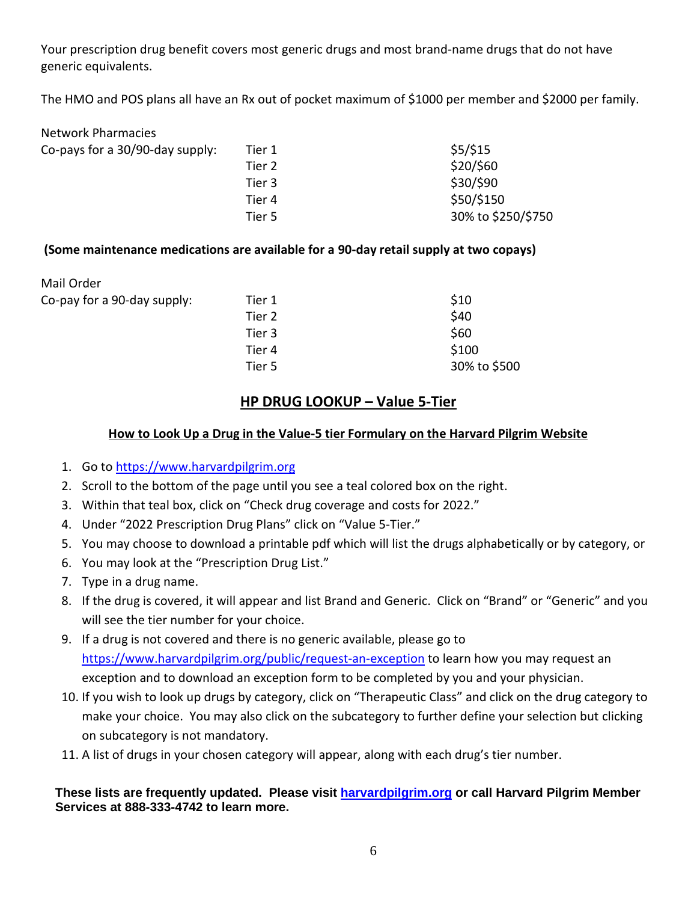Your prescription drug benefit covers most generic drugs and most brand-name drugs that do not have generic equivalents.

The HMO and POS plans all have an Rx out of pocket maximum of $1000 per member and $2000 per family.

| Network Pharmacies Co-pays for a 30/90-day supply: | | |
|---|---|---|
| | Tier 1 | $5/$15 |
| | Tier 2 | $20/$60 |
| | Tier 3 | $30/$90 |
| | Tier 4 | $50/$150 |
| | Tier 5 | 30% to $250/$750 |

**(Some maintenance medications are available for a 90-day retail supply at two copays)**

| Mail Order Co-pay for a 90-day supply: | | |
|---|---|---|
| | Tier 1 | $10 |
| | Tier 2 | $40 |
| | Tier 3 | $60 |
| | Tier 4 | $100 |
| | Tier 5 | 30% to $500 |

## HP DRUG LOOKUP – Value 5-Tier

### How to Look Up a Drug in the Value-5 tier Formulary on the Harvard Pilgrim Website

1. Go to https://www.harvardpilgrim.org
2. Scroll to the bottom of the page until you see a teal colored box on the right.
3. Within that teal box, click on "Check drug coverage and costs for 2022."
4. Under "2022 Prescription Drug Plans" click on "Value 5-Tier."
5. You may choose to download a printable pdf which will list the drugs alphabetically or by category, or
6. You may look at the "Prescription Drug List."
7. Type in a drug name.
8. If the drug is covered, it will appear and list Brand and Generic. Click on "Brand" or "Generic" and you will see the tier number for your choice.
9. If a drug is not covered and there is no generic available, please go to https://www.harvardpilgrim.org/public/request-an-exception to learn how you may request an exception and to download an exception form to be completed by you and your physician.
10. If you wish to look up drugs by category, click on "Therapeutic Class" and click on the drug category to make your choice. You may also click on the subcategory to further define your selection but clicking on subcategory is not mandatory.
11. A list of drugs in your chosen category will appear, along with each drug's tier number.

**These lists are frequently updated. Please visit harvardpilgrim.org or call Harvard Pilgrim Member Services at 888-333-4742 to learn more.**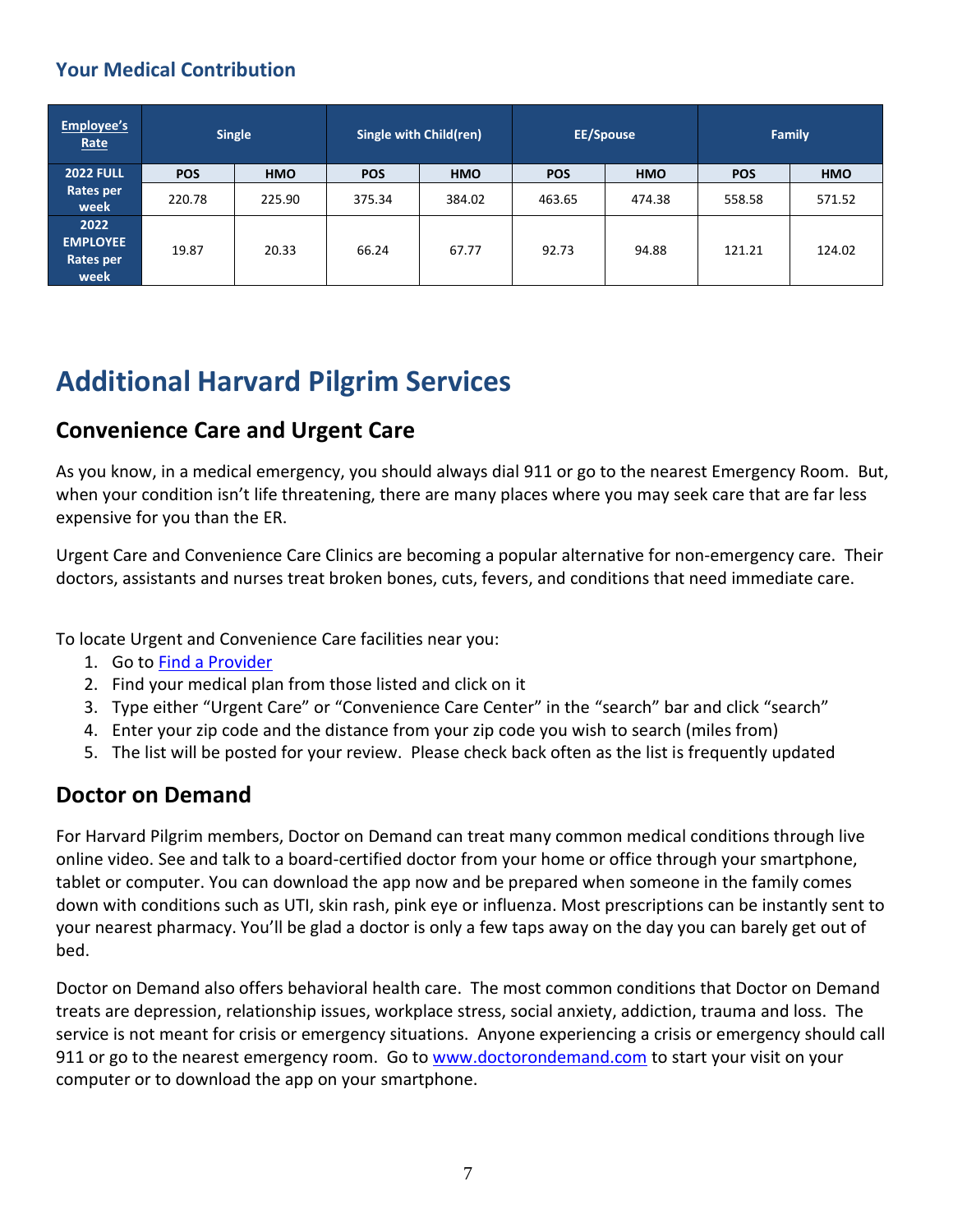### Your Medical Contribution

| Employee's Rate | Single | | Single with Child(ren) | | EE/Spouse | | Family | |
|---|---|---|---|---|---|---|---|---|
| | POS | HMO | POS | HMO | POS | HMO | POS | HMO |
| 2022 FULL Rates per week | 220.78 | 225.90 | 375.34 | 384.02 | 463.65 | 474.38 | 558.58 | 571.52 |
| 2022 EMPLOYEE Rates per week | 19.87 | 20.33 | 66.24 | 67.77 | 92.73 | 94.88 | 121.21 | 124.02 |

# Additional Harvard Pilgrim Services

## Convenience Care and Urgent Care

As you know, in a medical emergency, you should always dial 911 or go to the nearest Emergency Room. But, when your condition isn't life threatening, there are many places where you may seek care that are far less expensive for you than the ER.

Urgent Care and Convenience Care Clinics are becoming a popular alternative for non-emergency care. Their doctors, assistants and nurses treat broken bones, cuts, fevers, and conditions that need immediate care.

To locate Urgent and Convenience Care facilities near you:

1. Go to Find a Provider
2. Find your medical plan from those listed and click on it
3. Type either "Urgent Care" or "Convenience Care Center" in the "search" bar and click "search"
4. Enter your zip code and the distance from your zip code you wish to search (miles from)
5. The list will be posted for your review. Please check back often as the list is frequently updated

## Doctor on Demand

For Harvard Pilgrim members, Doctor on Demand can treat many common medical conditions through live online video. See and talk to a board-certified doctor from your home or office through your smartphone, tablet or computer. You can download the app now and be prepared when someone in the family comes down with conditions such as UTI, skin rash, pink eye or influenza. Most prescriptions can be instantly sent to your nearest pharmacy. You'll be glad a doctor is only a few taps away on the day you can barely get out of bed.

Doctor on Demand also offers behavioral health care. The most common conditions that Doctor on Demand treats are depression, relationship issues, workplace stress, social anxiety, addiction, trauma and loss. The service is not meant for crisis or emergency situations. Anyone experiencing a crisis or emergency should call 911 or go to the nearest emergency room. Go to www.doctorondemand.com to start your visit on your computer or to download the app on your smartphone.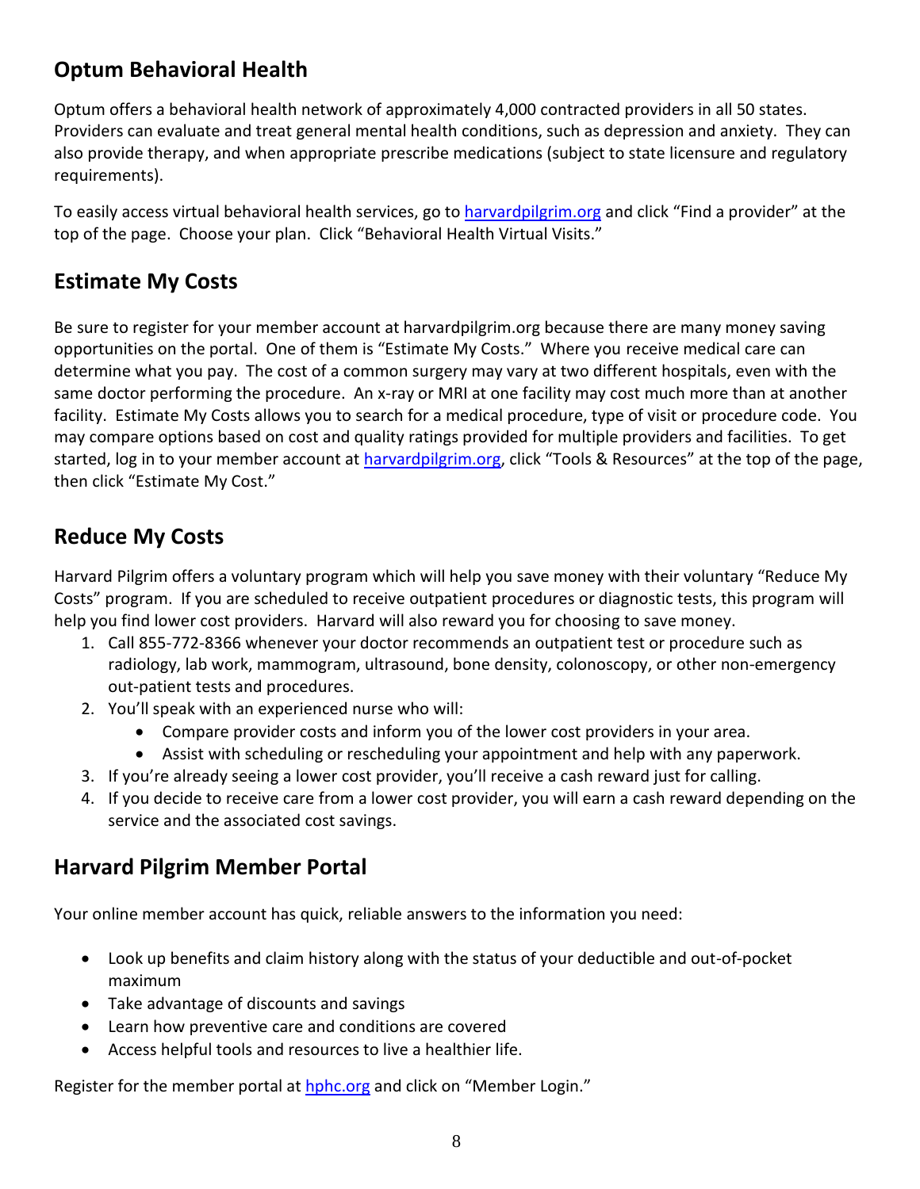## Optum Behavioral Health

Optum offers a behavioral health network of approximately 4,000 contracted providers in all 50 states. Providers can evaluate and treat general mental health conditions, such as depression and anxiety. They can also provide therapy, and when appropriate prescribe medications (subject to state licensure and regulatory requirements).

To easily access virtual behavioral health services, go to [harvardpilgrim.org](harvardpilgrim.org) and click "Find a provider" at the top of the page. Choose your plan. Click "Behavioral Health Virtual Visits."

## Estimate My Costs

Be sure to register for your member account at harvardpilgrim.org because there are many money saving opportunities on the portal. One of them is "Estimate My Costs." Where you receive medical care can determine what you pay. The cost of a common surgery may vary at two different hospitals, even with the same doctor performing the procedure. An x-ray or MRI at one facility may cost much more than at another facility. Estimate My Costs allows you to search for a medical procedure, type of visit or procedure code. You may compare options based on cost and quality ratings provided for multiple providers and facilities. To get started, log in to your member account at [harvardpilgrim.org](harvardpilgrim.org), click "Tools & Resources" at the top of the page, then click "Estimate My Cost."

## Reduce My Costs

Harvard Pilgrim offers a voluntary program which will help you save money with their voluntary "Reduce My Costs" program. If you are scheduled to receive outpatient procedures or diagnostic tests, this program will help you find lower cost providers. Harvard will also reward you for choosing to save money.

1. Call 855-772-8366 whenever your doctor recommends an outpatient test or procedure such as radiology, lab work, mammogram, ultrasound, bone density, colonoscopy, or other non-emergency out-patient tests and procedures.
2. You'll speak with an experienced nurse who will:
   - Compare provider costs and inform you of the lower cost providers in your area.
   - Assist with scheduling or rescheduling your appointment and help with any paperwork.
3. If you're already seeing a lower cost provider, you'll receive a cash reward just for calling.
4. If you decide to receive care from a lower cost provider, you will earn a cash reward depending on the service and the associated cost savings.

## Harvard Pilgrim Member Portal

Your online member account has quick, reliable answers to the information you need:

- Look up benefits and claim history along with the status of your deductible and out-of-pocket maximum
- Take advantage of discounts and savings
- Learn how preventive care and conditions are covered
- Access helpful tools and resources to live a healthier life.

Register for the member portal at [hphc.org](hphc.org) and click on "Member Login."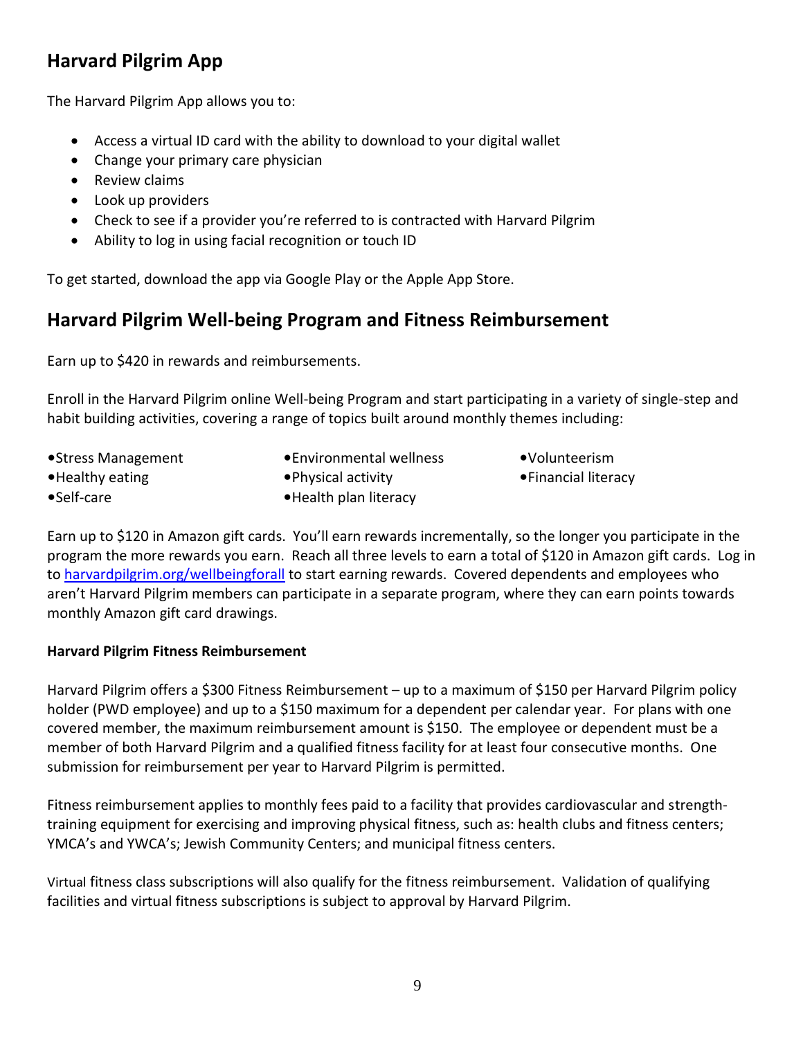## Harvard Pilgrim App

The Harvard Pilgrim App allows you to:

- Access a virtual ID card with the ability to download to your digital wallet
- Change your primary care physician
- Review claims
- Look up providers
- Check to see if a provider you're referred to is contracted with Harvard Pilgrim
- Ability to log in using facial recognition or touch ID

To get started, download the app via Google Play or the Apple App Store.

## Harvard Pilgrim Well-being Program and Fitness Reimbursement

Earn up to $420 in rewards and reimbursements.

Enroll in the Harvard Pilgrim online Well-being Program and start participating in a variety of single-step and habit building activities, covering a range of topics built around monthly themes including:

- Stress Management
- Healthy eating
- Self-care
- Environmental wellness
- Physical activity
- Health plan literacy
- Volunteerism
- Financial literacy

Earn up to $120 in Amazon gift cards. You'll earn rewards incrementally, so the longer you participate in the program the more rewards you earn. Reach all three levels to earn a total of $120 in Amazon gift cards. Log in to [harvardpilgrim.org/wellbeingforall](harvardpilgrim.org/wellbeingforall) to start earning rewards. Covered dependents and employees who aren't Harvard Pilgrim members can participate in a separate program, where they can earn points towards monthly Amazon gift card drawings.

**Harvard Pilgrim Fitness Reimbursement**

Harvard Pilgrim offers a $300 Fitness Reimbursement – up to a maximum of $150 per Harvard Pilgrim policy holder (PWD employee) and up to a $150 maximum for a dependent per calendar year. For plans with one covered member, the maximum reimbursement amount is $150. The employee or dependent must be a member of both Harvard Pilgrim and a qualified fitness facility for at least four consecutive months. One submission for reimbursement per year to Harvard Pilgrim is permitted.

Fitness reimbursement applies to monthly fees paid to a facility that provides cardiovascular and strength-training equipment for exercising and improving physical fitness, such as: health clubs and fitness centers; YMCA's and YWCA's; Jewish Community Centers; and municipal fitness centers.

Virtual fitness class subscriptions will also qualify for the fitness reimbursement. Validation of qualifying facilities and virtual fitness subscriptions is subject to approval by Harvard Pilgrim.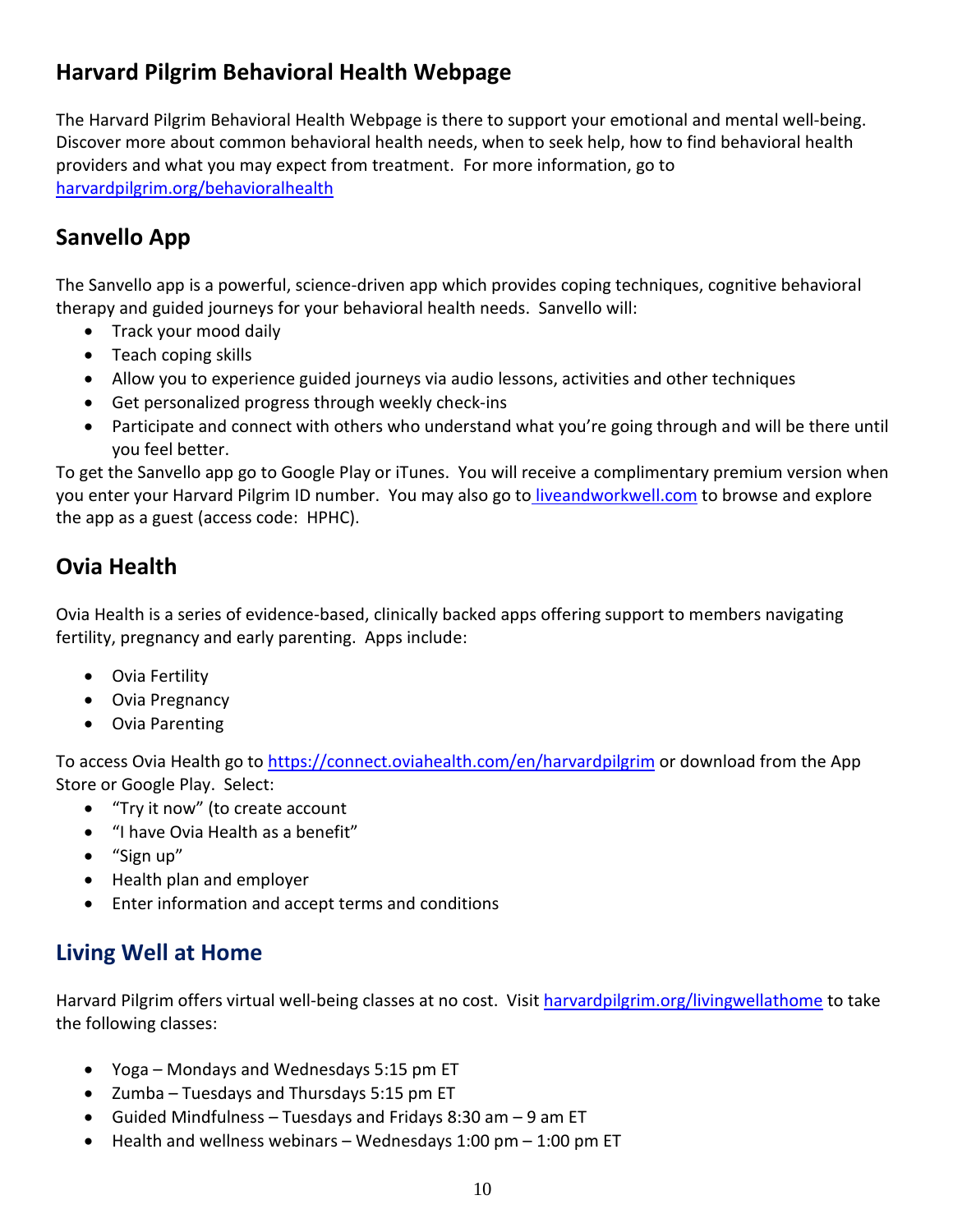## Harvard Pilgrim Behavioral Health Webpage

The Harvard Pilgrim Behavioral Health Webpage is there to support your emotional and mental well-being. Discover more about common behavioral health needs, when to seek help, how to find behavioral health providers and what you may expect from treatment. For more information, go to [harvardpilgrim.org/behavioralhealth](harvardpilgrim.org/behavioralhealth)

## Sanvello App

The Sanvello app is a powerful, science-driven app which provides coping techniques, cognitive behavioral therapy and guided journeys for your behavioral health needs. Sanvello will:

- Track your mood daily
- Teach coping skills
- Allow you to experience guided journeys via audio lessons, activities and other techniques
- Get personalized progress through weekly check-ins
- Participate and connect with others who understand what you're going through and will be there until you feel better.

To get the Sanvello app go to Google Play or iTunes. You will receive a complimentary premium version when you enter your Harvard Pilgrim ID number. You may also go to [liveandworkwell.com](liveandworkwell.com) to browse and explore the app as a guest (access code: HPHC).

## Ovia Health

Ovia Health is a series of evidence-based, clinically backed apps offering support to members navigating fertility, pregnancy and early parenting. Apps include:

- Ovia Fertility
- Ovia Pregnancy
- Ovia Parenting

To access Ovia Health go to [https://connect.oviahealth.com/en/harvardpilgrim](https://connect.oviahealth.com/en/harvardpilgrim) or download from the App Store or Google Play. Select:

- "Try it now" (to create account
- "I have Ovia Health as a benefit"
- "Sign up"
- Health plan and employer
- Enter information and accept terms and conditions

## Living Well at Home

Harvard Pilgrim offers virtual well-being classes at no cost. Visit [harvardpilgrim.org/livingwellathome](harvardpilgrim.org/livingwellathome) to take the following classes:

- Yoga – Mondays and Wednesdays 5:15 pm ET
- Zumba – Tuesdays and Thursdays 5:15 pm ET
- Guided Mindfulness – Tuesdays and Fridays 8:30 am – 9 am ET
- Health and wellness webinars – Wednesdays 1:00 pm – 1:00 pm ET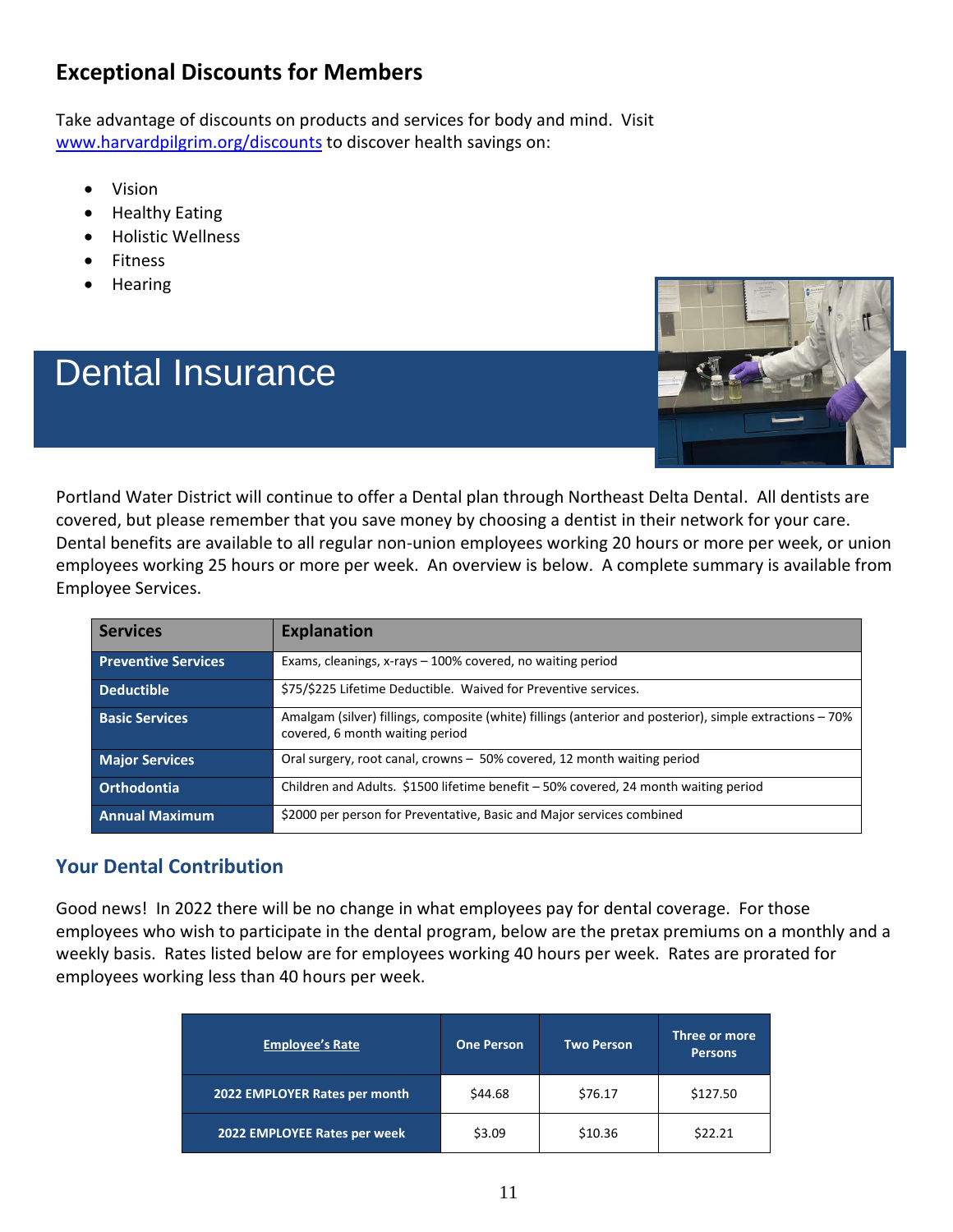## Exceptional Discounts for Members

Take advantage of discounts on products and services for body and mind. Visit www.harvardpilgrim.org/discounts to discover health savings on:

- Vision
- Healthy Eating
- Holistic Wellness
- Fitness
- Hearing

# Dental Insurance

Portland Water District will continue to offer a Dental plan through Northeast Delta Dental. All dentists are covered, but please remember that you save money by choosing a dentist in their network for your care. Dental benefits are available to all regular non-union employees working 20 hours or more per week, or union employees working 25 hours or more per week. An overview is below. A complete summary is available from Employee Services.

| Services | Explanation |
|---|---|
| **Preventive Services** | Exams, cleanings, x-rays – 100% covered, no waiting period |
| **Deductible** | $75/$225 Lifetime Deductible. Waived for Preventive services. |
| **Basic Services** | Amalgam (silver) fillings, composite (white) fillings (anterior and posterior), simple extractions – 70% covered, 6 month waiting period |
| **Major Services** | Oral surgery, root canal, crowns – 50% covered, 12 month waiting period |
| **Orthodontia** | Children and Adults. $1500 lifetime benefit – 50% covered, 24 month waiting period |
| **Annual Maximum** | $2000 per person for Preventative, Basic and Major services combined |

### Your Dental Contribution

Good news! In 2022 there will be no change in what employees pay for dental coverage. For those employees who wish to participate in the dental program, below are the pretax premiums on a monthly and a weekly basis. Rates listed below are for employees working 40 hours per week. Rates are prorated for employees working less than 40 hours per week.

| Employee's Rate | One Person | Two Person | Three or more Persons |
|---|---|---|---|
| **2022 EMPLOYER Rates per month** | $44.68 | $76.17 | $127.50 |
| **2022 EMPLOYEE Rates per week** | $3.09 | $10.36 | $22.21 |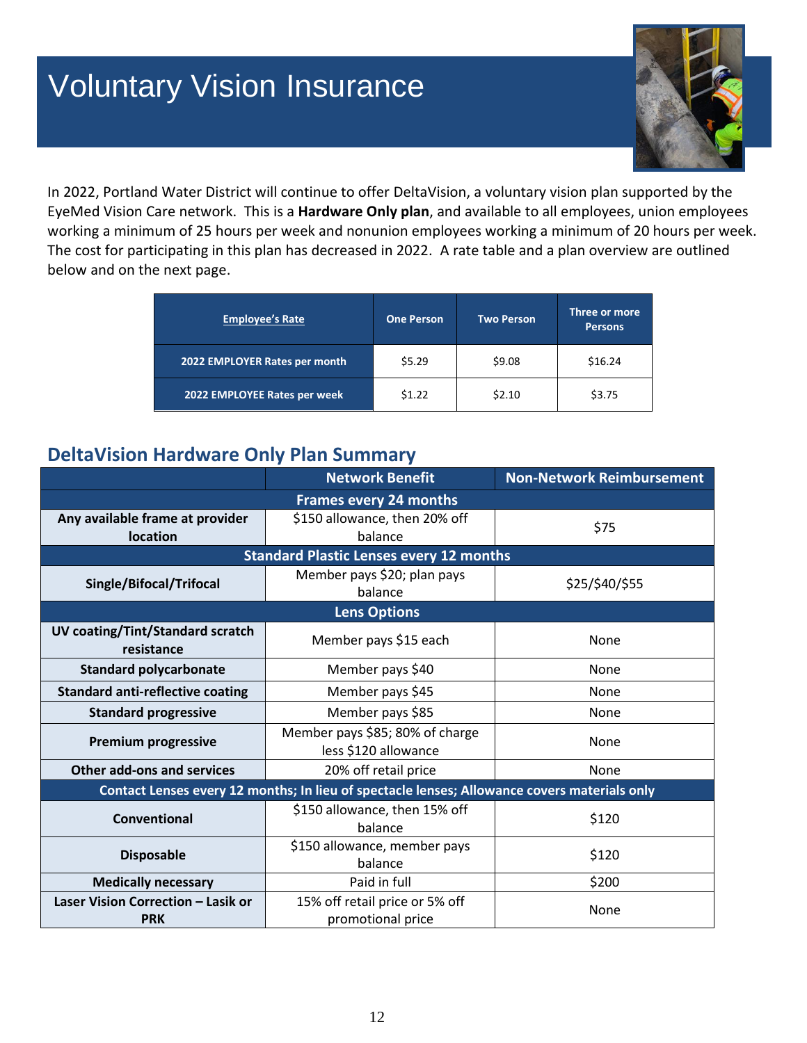# Voluntary Vision Insurance

In 2022, Portland Water District will continue to offer DeltaVision, a voluntary vision plan supported by the EyeMed Vision Care network. This is a **Hardware Only plan**, and available to all employees, union employees working a minimum of 25 hours per week and nonunion employees working a minimum of 20 hours per week. The cost for participating in this plan has decreased in 2022. A rate table and a plan overview are outlined below and on the next page.

| Employee's Rate | One Person | Two Person | Three or more Persons |
|---|---|---|---|
| 2022 EMPLOYER Rates per month | $5.29 | $9.08 | $16.24 |
| 2022 EMPLOYEE Rates per week | $1.22 | $2.10 | $3.75 |

## DeltaVision Hardware Only Plan Summary

| | Network Benefit | Non-Network Reimbursement |
|---|---|---|
| **Frames every 24 months** | | |
| Any available frame at provider location | $150 allowance, then 20% off balance | $75 |
| **Standard Plastic Lenses every 12 months** | | |
| Single/Bifocal/Trifocal | Member pays $20; plan pays balance | $25/$40/$55 |
| **Lens Options** | | |
| UV coating/Tint/Standard scratch resistance | Member pays $15 each | None |
| Standard polycarbonate | Member pays $40 | None |
| Standard anti-reflective coating | Member pays $45 | None |
| Standard progressive | Member pays $85 | None |
| Premium progressive | Member pays $85; 80% of charge less $120 allowance | None |
| Other add-ons and services | 20% off retail price | None |
| **Contact Lenses every 12 months; In lieu of spectacle lenses; Allowance covers materials only** | | |
| Conventional | $150 allowance, then 15% off balance | $120 |
| Disposable | $150 allowance, member pays balance | $120 |
| Medically necessary | Paid in full | $200 |
| Laser Vision Correction – Lasik or PRK | 15% off retail price or 5% off promotional price | None |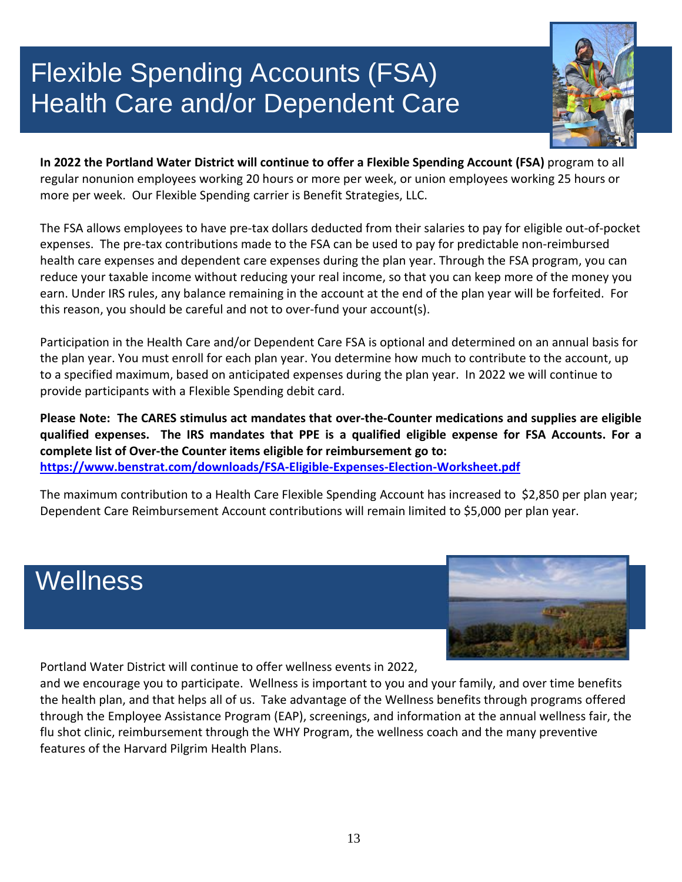# Flexible Spending Accounts (FSA) Health Care and/or Dependent Care

**In 2022 the Portland Water District will continue to offer a Flexible Spending Account (FSA)** program to all regular nonunion employees working 20 hours or more per week, or union employees working 25 hours or more per week. Our Flexible Spending carrier is Benefit Strategies, LLC.

The FSA allows employees to have pre-tax dollars deducted from their salaries to pay for eligible out-of-pocket expenses. The pre-tax contributions made to the FSA can be used to pay for predictable non-reimbursed health care expenses and dependent care expenses during the plan year. Through the FSA program, you can reduce your taxable income without reducing your real income, so that you can keep more of the money you earn. Under IRS rules, any balance remaining in the account at the end of the plan year will be forfeited. For this reason, you should be careful and not to over-fund your account(s).

Participation in the Health Care and/or Dependent Care FSA is optional and determined on an annual basis for the plan year. You must enroll for each plan year. You determine how much to contribute to the account, up to a specified maximum, based on anticipated expenses during the plan year. In 2022 we will continue to provide participants with a Flexible Spending debit card.

**Please Note: The CARES stimulus act mandates that over-the-Counter medications and supplies are eligible qualified expenses. The IRS mandates that PPE is a qualified eligible expense for FSA Accounts. For a complete list of Over-the Counter items eligible for reimbursement go to:**
**https://www.benstrat.com/downloads/FSA-Eligible-Expenses-Election-Worksheet.pdf**

The maximum contribution to a Health Care Flexible Spending Account has increased to $2,850 per plan year; Dependent Care Reimbursement Account contributions will remain limited to $5,000 per plan year.

# Wellness

Portland Water District will continue to offer wellness events in 2022, and we encourage you to participate. Wellness is important to you and your family, and over time benefits the health plan, and that helps all of us. Take advantage of the Wellness benefits through programs offered through the Employee Assistance Program (EAP), screenings, and information at the annual wellness fair, the flu shot clinic, reimbursement through the WHY Program, the wellness coach and the many preventive features of the Harvard Pilgrim Health Plans.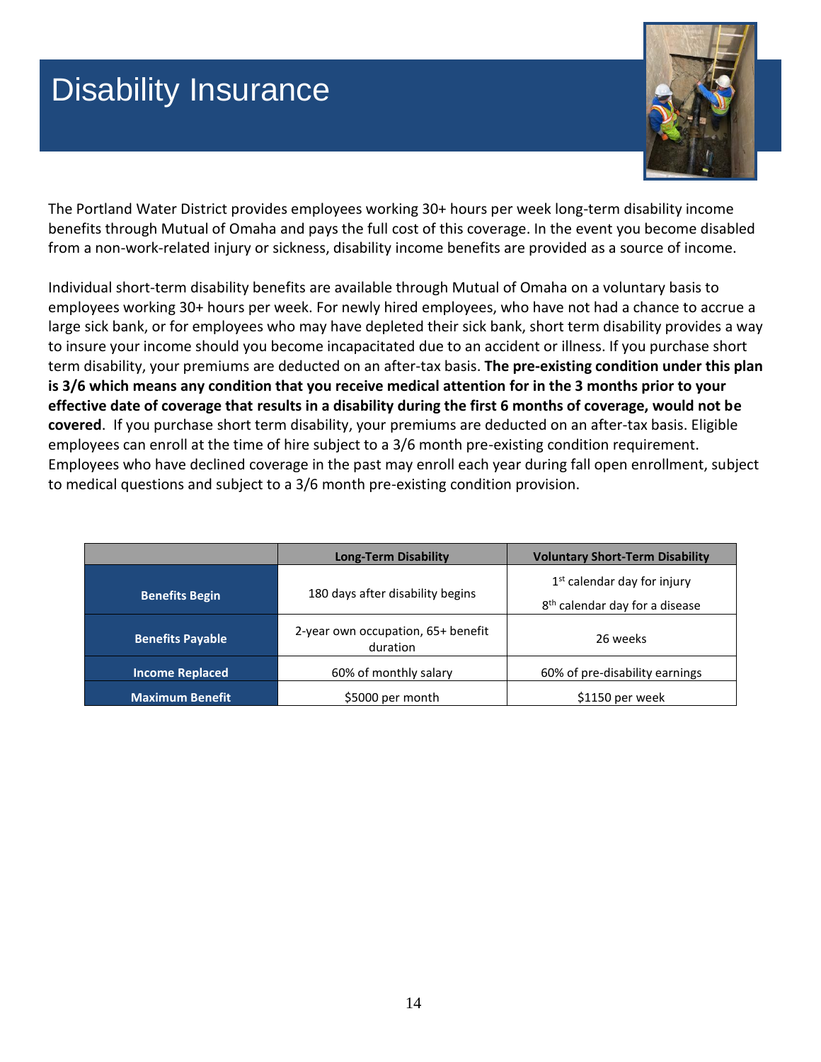# Disability Insurance

The Portland Water District provides employees working 30+ hours per week long-term disability income benefits through Mutual of Omaha and pays the full cost of this coverage. In the event you become disabled from a non-work-related injury or sickness, disability income benefits are provided as a source of income.

Individual short-term disability benefits are available through Mutual of Omaha on a voluntary basis to employees working 30+ hours per week. For newly hired employees, who have not had a chance to accrue a large sick bank, or for employees who may have depleted their sick bank, short term disability provides a way to insure your income should you become incapacitated due to an accident or illness. If you purchase short term disability, your premiums are deducted on an after-tax basis. **The pre-existing condition under this plan is 3/6 which means any condition that you receive medical attention for in the 3 months prior to your effective date of coverage that results in a disability during the first 6 months of coverage, would not be covered**. If you purchase short term disability, your premiums are deducted on an after-tax basis. Eligible employees can enroll at the time of hire subject to a 3/6 month pre-existing condition requirement. Employees who have declined coverage in the past may enroll each year during fall open enrollment, subject to medical questions and subject to a 3/6 month pre-existing condition provision.

| | Long-Term Disability | Voluntary Short-Term Disability |
|---|---|---|
| **Benefits Begin** | 180 days after disability begins | 1st calendar day for injury<br>8th calendar day for a disease |
| **Benefits Payable** | 2-year own occupation, 65+ benefit duration | 26 weeks |
| **Income Replaced** | 60% of monthly salary | 60% of pre-disability earnings |
| **Maximum Benefit** | $5000 per month | $1150 per week |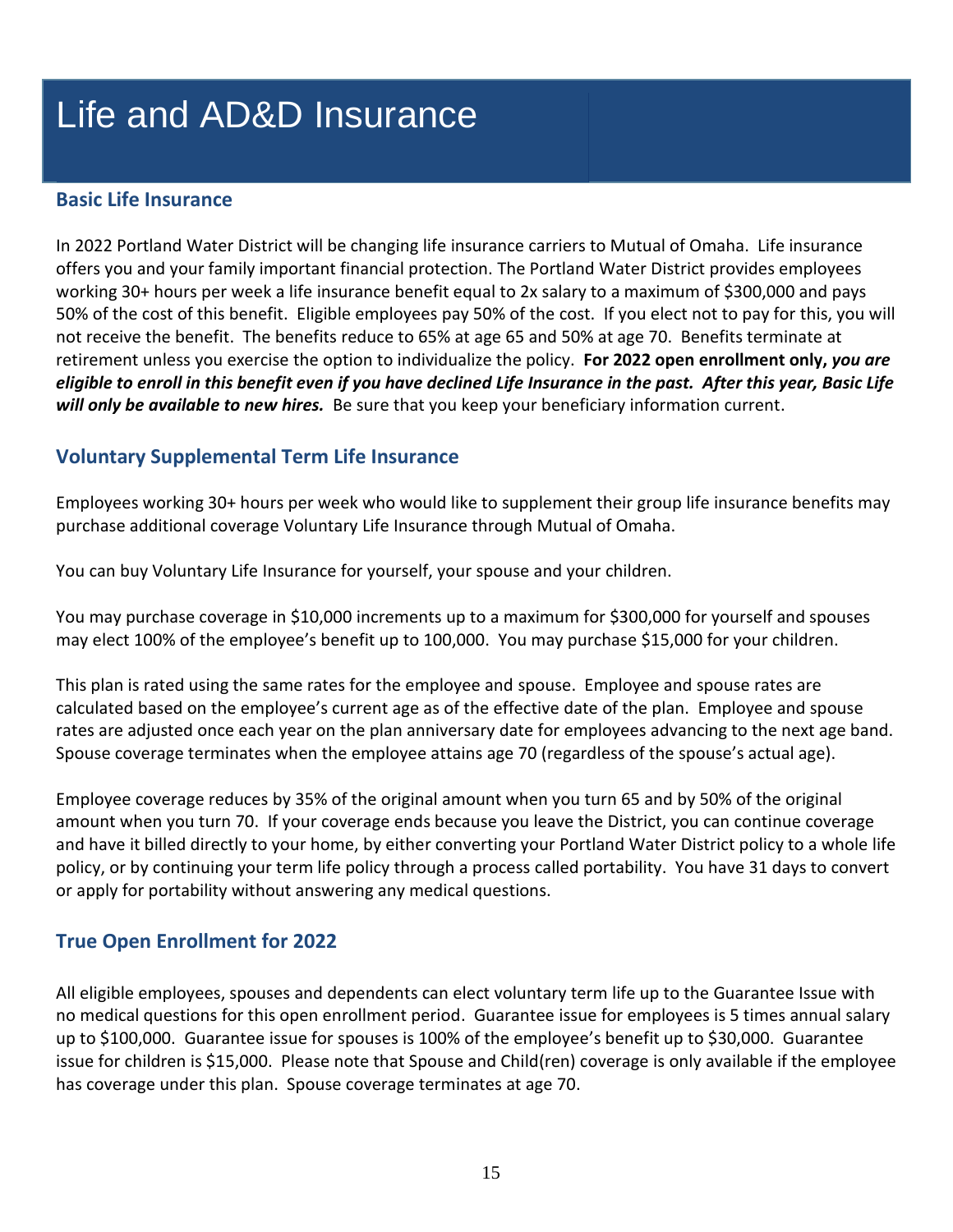# Life and AD&D Insurance

## Basic Life Insurance

In 2022 Portland Water District will be changing life insurance carriers to Mutual of Omaha. Life insurance offers you and your family important financial protection. The Portland Water District provides employees working 30+ hours per week a life insurance benefit equal to 2x salary to a maximum of $300,000 and pays 50% of the cost of this benefit. Eligible employees pay 50% of the cost. If you elect not to pay for this, you will not receive the benefit. The benefits reduce to 65% at age 65 and 50% at age 70. Benefits terminate at retirement unless you exercise the option to individualize the policy. **For 2022 open enrollment only, *you are eligible to enroll in this benefit even if you have declined Life Insurance in the past. After this year, Basic Life will only be available to new hires.*** Be sure that you keep your beneficiary information current.

## Voluntary Supplemental Term Life Insurance

Employees working 30+ hours per week who would like to supplement their group life insurance benefits may purchase additional coverage Voluntary Life Insurance through Mutual of Omaha.

You can buy Voluntary Life Insurance for yourself, your spouse and your children.

You may purchase coverage in $10,000 increments up to a maximum for $300,000 for yourself and spouses may elect 100% of the employee's benefit up to 100,000. You may purchase $15,000 for your children.

This plan is rated using the same rates for the employee and spouse. Employee and spouse rates are calculated based on the employee's current age as of the effective date of the plan. Employee and spouse rates are adjusted once each year on the plan anniversary date for employees advancing to the next age band. Spouse coverage terminates when the employee attains age 70 (regardless of the spouse's actual age).

Employee coverage reduces by 35% of the original amount when you turn 65 and by 50% of the original amount when you turn 70. If your coverage ends because you leave the District, you can continue coverage and have it billed directly to your home, by either converting your Portland Water District policy to a whole life policy, or by continuing your term life policy through a process called portability. You have 31 days to convert or apply for portability without answering any medical questions.

## True Open Enrollment for 2022

All eligible employees, spouses and dependents can elect voluntary term life up to the Guarantee Issue with no medical questions for this open enrollment period. Guarantee issue for employees is 5 times annual salary up to $100,000. Guarantee issue for spouses is 100% of the employee's benefit up to $30,000. Guarantee issue for children is $15,000. Please note that Spouse and Child(ren) coverage is only available if the employee has coverage under this plan. Spouse coverage terminates at age 70.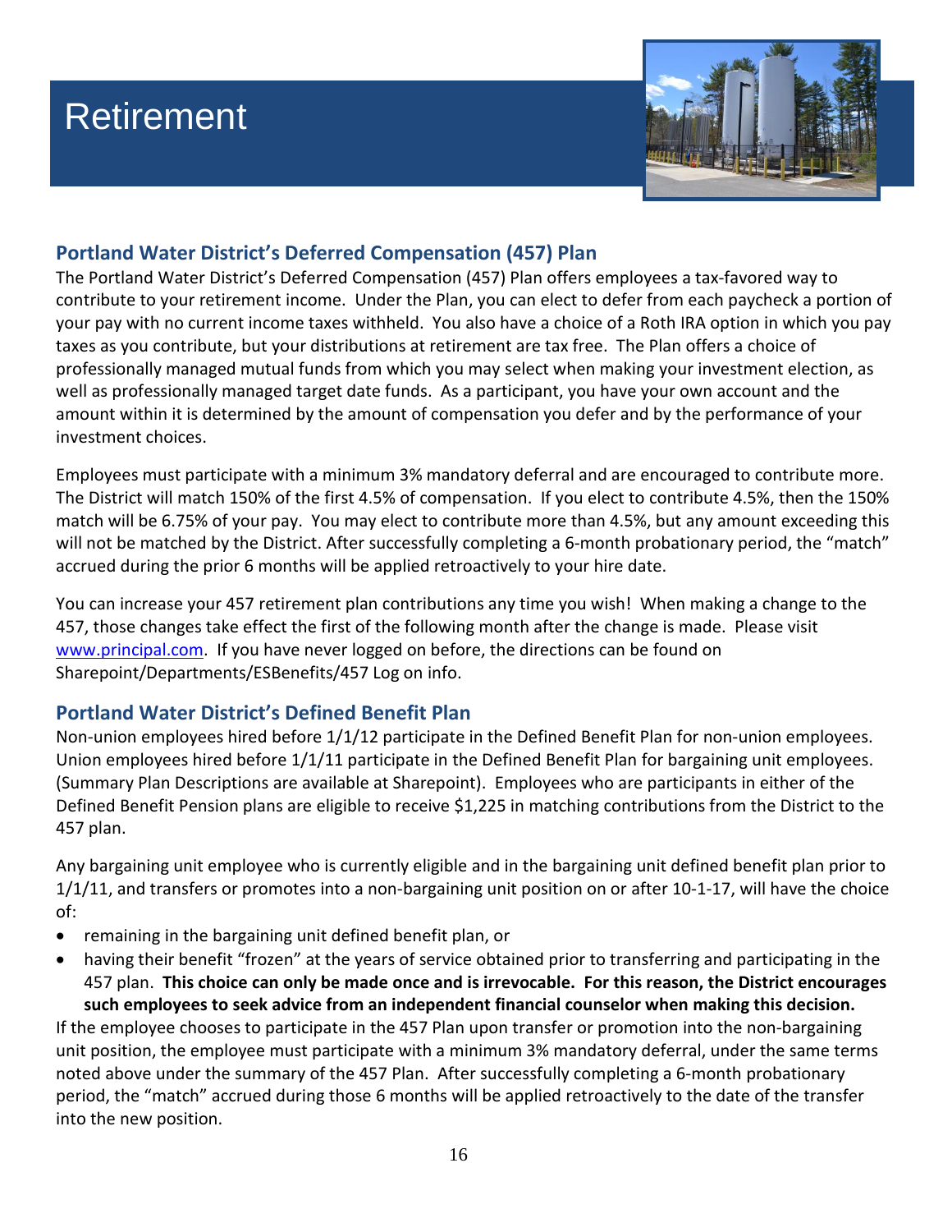# Retirement

## Portland Water District's Deferred Compensation (457) Plan

The Portland Water District's Deferred Compensation (457) Plan offers employees a tax-favored way to contribute to your retirement income. Under the Plan, you can elect to defer from each paycheck a portion of your pay with no current income taxes withheld. You also have a choice of a Roth IRA option in which you pay taxes as you contribute, but your distributions at retirement are tax free. The Plan offers a choice of professionally managed mutual funds from which you may select when making your investment election, as well as professionally managed target date funds. As a participant, you have your own account and the amount within it is determined by the amount of compensation you defer and by the performance of your investment choices.

Employees must participate with a minimum 3% mandatory deferral and are encouraged to contribute more. The District will match 150% of the first 4.5% of compensation. If you elect to contribute 4.5%, then the 150% match will be 6.75% of your pay. You may elect to contribute more than 4.5%, but any amount exceeding this will not be matched by the District. After successfully completing a 6-month probationary period, the "match" accrued during the prior 6 months will be applied retroactively to your hire date.

You can increase your 457 retirement plan contributions any time you wish! When making a change to the 457, those changes take effect the first of the following month after the change is made. Please visit [www.principal.com](http://www.principal.com). If you have never logged on before, the directions can be found on Sharepoint/Departments/ESBenefits/457 Log on info.

## Portland Water District's Defined Benefit Plan

Non-union employees hired before 1/1/12 participate in the Defined Benefit Plan for non-union employees. Union employees hired before 1/1/11 participate in the Defined Benefit Plan for bargaining unit employees. (Summary Plan Descriptions are available at Sharepoint). Employees who are participants in either of the Defined Benefit Pension plans are eligible to receive $1,225 in matching contributions from the District to the 457 plan.

Any bargaining unit employee who is currently eligible and in the bargaining unit defined benefit plan prior to 1/1/11, and transfers or promotes into a non-bargaining unit position on or after 10-1-17, will have the choice of:

- remaining in the bargaining unit defined benefit plan, or
- having their benefit "frozen" at the years of service obtained prior to transferring and participating in the 457 plan. **This choice can only be made once and is irrevocable. For this reason, the District encourages such employees to seek advice from an independent financial counselor when making this decision.**

If the employee chooses to participate in the 457 Plan upon transfer or promotion into the non-bargaining unit position, the employee must participate with a minimum 3% mandatory deferral, under the same terms noted above under the summary of the 457 Plan. After successfully completing a 6-month probationary period, the "match" accrued during those 6 months will be applied retroactively to the date of the transfer into the new position.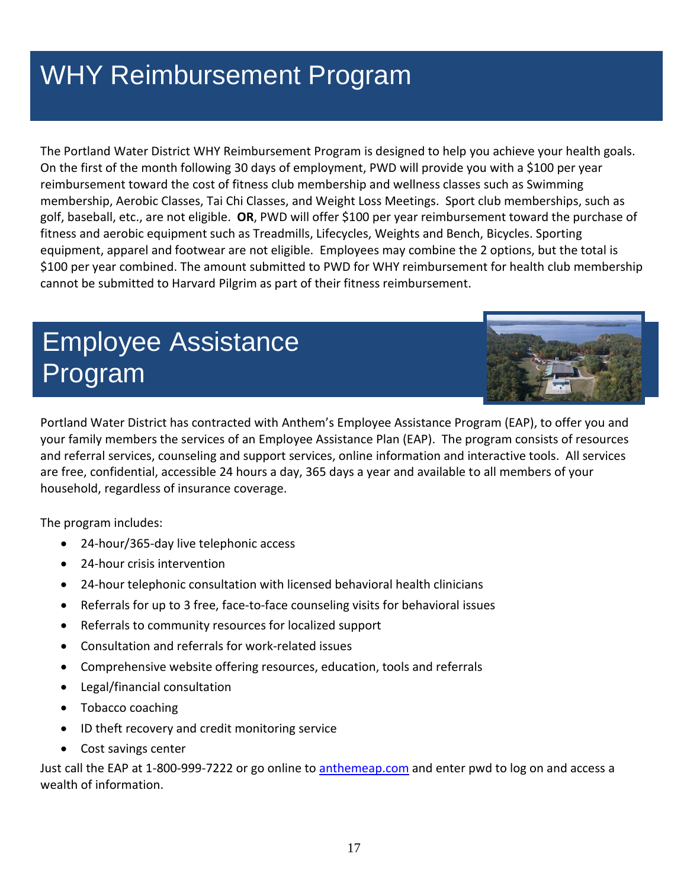# WHY Reimbursement Program

The Portland Water District WHY Reimbursement Program is designed to help you achieve your health goals. On the first of the month following 30 days of employment, PWD will provide you with a $100 per year reimbursement toward the cost of fitness club membership and wellness classes such as Swimming membership, Aerobic Classes, Tai Chi Classes, and Weight Loss Meetings. Sport club memberships, such as golf, baseball, etc., are not eligible. **OR**, PWD will offer $100 per year reimbursement toward the purchase of fitness and aerobic equipment such as Treadmills, Lifecycles, Weights and Bench, Bicycles. Sporting equipment, apparel and footwear are not eligible. Employees may combine the 2 options, but the total is $100 per year combined. The amount submitted to PWD for WHY reimbursement for health club membership cannot be submitted to Harvard Pilgrim as part of their fitness reimbursement.

# Employee Assistance Program

Portland Water District has contracted with Anthem's Employee Assistance Program (EAP), to offer you and your family members the services of an Employee Assistance Plan (EAP). The program consists of resources and referral services, counseling and support services, online information and interactive tools. All services are free, confidential, accessible 24 hours a day, 365 days a year and available to all members of your household, regardless of insurance coverage.

The program includes:

- 24-hour/365-day live telephonic access
- 24-hour crisis intervention
- 24-hour telephonic consultation with licensed behavioral health clinicians
- Referrals for up to 3 free, face-to-face counseling visits for behavioral issues
- Referrals to community resources for localized support
- Consultation and referrals for work-related issues
- Comprehensive website offering resources, education, tools and referrals
- Legal/financial consultation
- Tobacco coaching
- ID theft recovery and credit monitoring service
- Cost savings center

Just call the EAP at 1-800-999-7222 or go online to anthemeap.com and enter pwd to log on and access a wealth of information.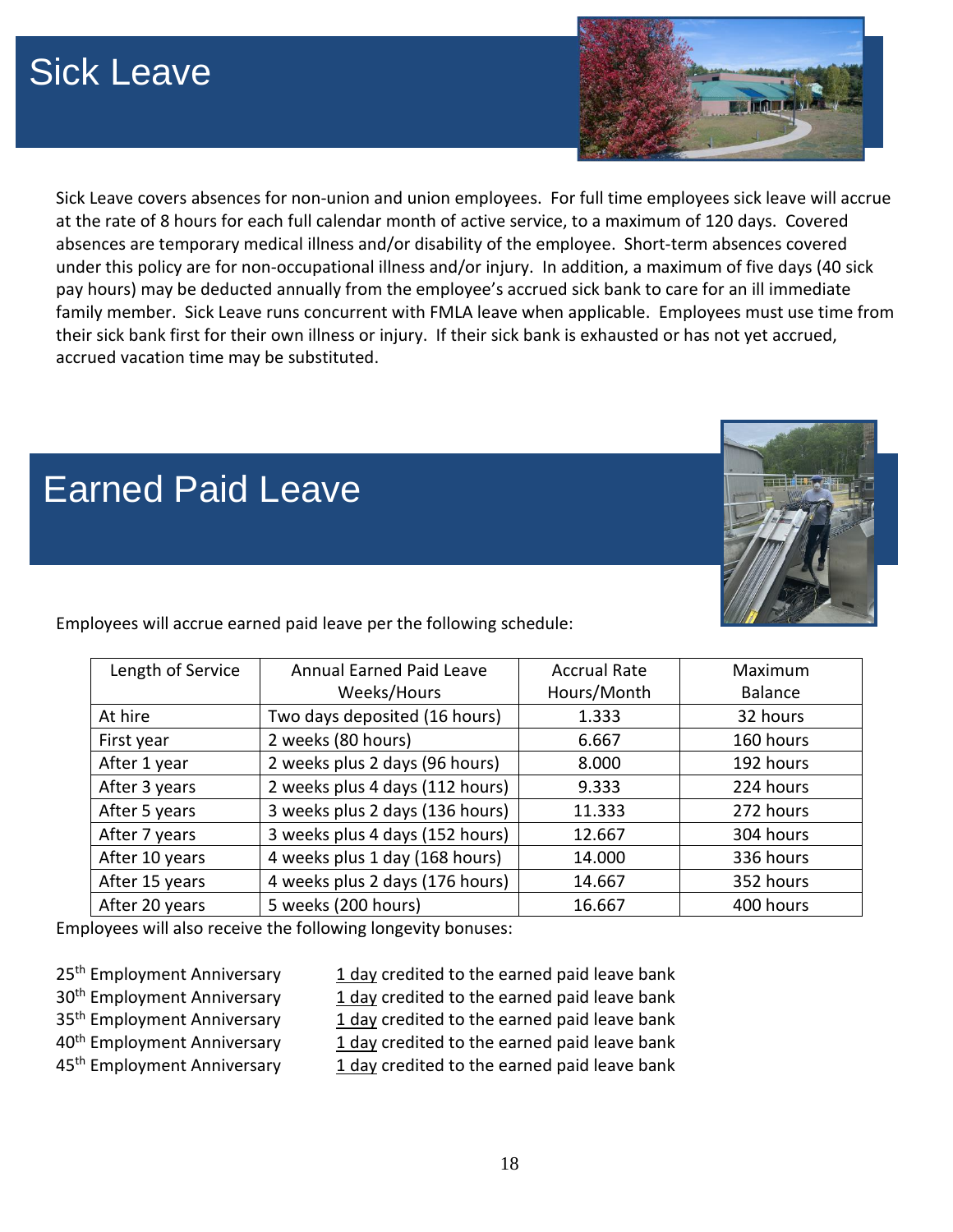# Sick Leave

Sick Leave covers absences for non-union and union employees. For full time employees sick leave will accrue at the rate of 8 hours for each full calendar month of active service, to a maximum of 120 days. Covered absences are temporary medical illness and/or disability of the employee. Short-term absences covered under this policy are for non-occupational illness and/or injury. In addition, a maximum of five days (40 sick pay hours) may be deducted annually from the employee's accrued sick bank to care for an ill immediate family member. Sick Leave runs concurrent with FMLA leave when applicable. Employees must use time from their sick bank first for their own illness or injury. If their sick bank is exhausted or has not yet accrued, accrued vacation time may be substituted.

# Earned Paid Leave

Employees will accrue earned paid leave per the following schedule:

| Length of Service | Annual Earned Paid Leave Weeks/Hours | Accrual Rate Hours/Month | Maximum Balance |
|---|---|---|---|
| At hire | Two days deposited (16 hours) | 1.333 | 32 hours |
| First year | 2 weeks (80 hours) | 6.667 | 160 hours |
| After 1 year | 2 weeks plus 2 days (96 hours) | 8.000 | 192 hours |
| After 3 years | 2 weeks plus 4 days (112 hours) | 9.333 | 224 hours |
| After 5 years | 3 weeks plus 2 days (136 hours) | 11.333 | 272 hours |
| After 7 years | 3 weeks plus 4 days (152 hours) | 12.667 | 304 hours |
| After 10 years | 4 weeks plus 1 day (168 hours) | 14.000 | 336 hours |
| After 15 years | 4 weeks plus 2 days (176 hours) | 14.667 | 352 hours |
| After 20 years | 5 weeks (200 hours) | 16.667 | 400 hours |

Employees will also receive the following longevity bonuses:

25th Employment Anniversary — 1 day credited to the earned paid leave bank
30th Employment Anniversary — 1 day credited to the earned paid leave bank
35th Employment Anniversary — 1 day credited to the earned paid leave bank
40th Employment Anniversary — 1 day credited to the earned paid leave bank
45th Employment Anniversary — 1 day credited to the earned paid leave bank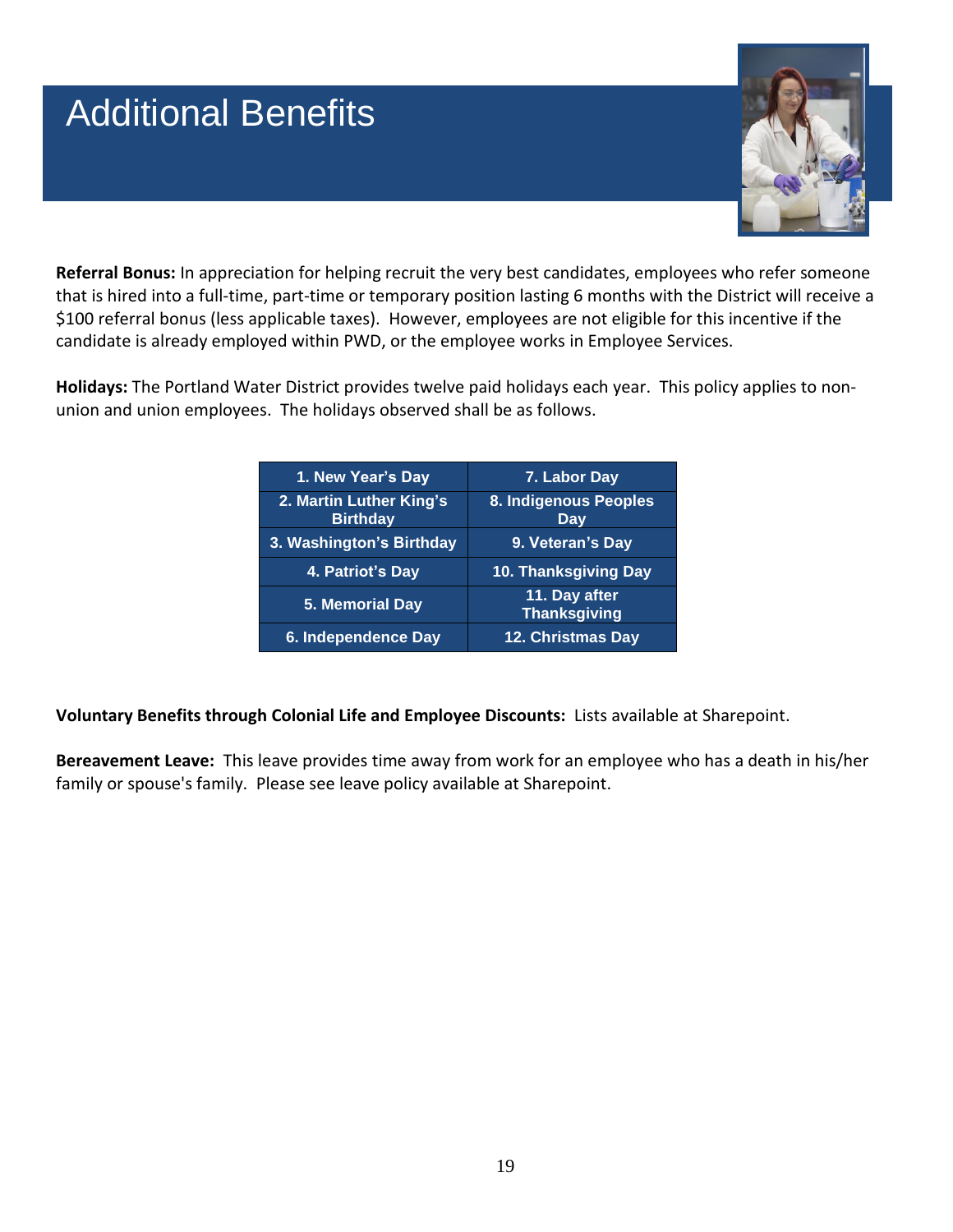# Additional Benefits

**Referral Bonus:** In appreciation for helping recruit the very best candidates, employees who refer someone that is hired into a full-time, part-time or temporary position lasting 6 months with the District will receive a $100 referral bonus (less applicable taxes). However, employees are not eligible for this incentive if the candidate is already employed within PWD, or the employee works in Employee Services.

**Holidays:** The Portland Water District provides twelve paid holidays each year. This policy applies to non-union and union employees. The holidays observed shall be as follows.

| | |
|---|---|
| 1. New Year's Day | 7. Labor Day |
| 2. Martin Luther King's Birthday | 8. Indigenous Peoples Day |
| 3. Washington's Birthday | 9. Veteran's Day |
| 4. Patriot's Day | 10. Thanksgiving Day |
| 5. Memorial Day | 11. Day after Thanksgiving |
| 6. Independence Day | 12. Christmas Day |

**Voluntary Benefits through Colonial Life and Employee Discounts:** Lists available at Sharepoint.

**Bereavement Leave:** This leave provides time away from work for an employee who has a death in his/her family or spouse's family. Please see leave policy available at Sharepoint.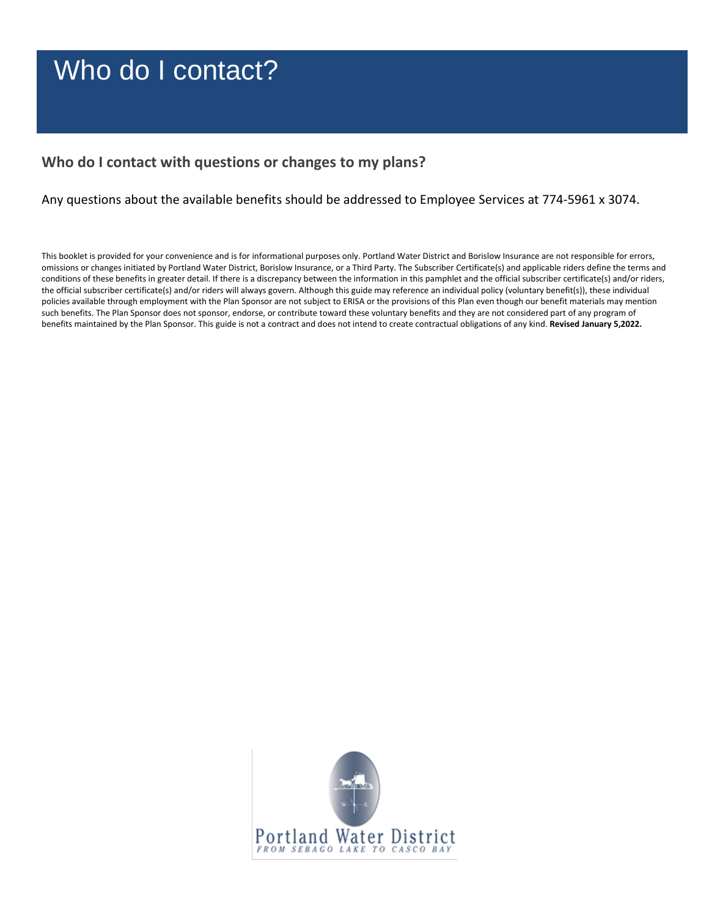# Who do I contact?

## Who do I contact with questions or changes to my plans?

Any questions about the available benefits should be addressed to Employee Services at 774-5961 x 3074.

This booklet is provided for your convenience and is for informational purposes only. Portland Water District and Borislow Insurance are not responsible for errors, omissions or changes initiated by Portland Water District, Borislow Insurance, or a Third Party. The Subscriber Certificate(s) and applicable riders define the terms and conditions of these benefits in greater detail. If there is a discrepancy between the information in this pamphlet and the official subscriber certificate(s) and/or riders, the official subscriber certificate(s) and/or riders will always govern. Although this guide may reference an individual policy (voluntary benefit(s)), these individual policies available through employment with the Plan Sponsor are not subject to ERISA or the provisions of this Plan even though our benefit materials may mention such benefits. The Plan Sponsor does not sponsor, endorse, or contribute toward these voluntary benefits and they are not considered part of any program of benefits maintained by the Plan Sponsor. This guide is not a contract and does not intend to create contractual obligations of any kind. **Revised January 5,2022.**

Portland Water District
FROM SEBAGO LAKE TO CASCO BAY